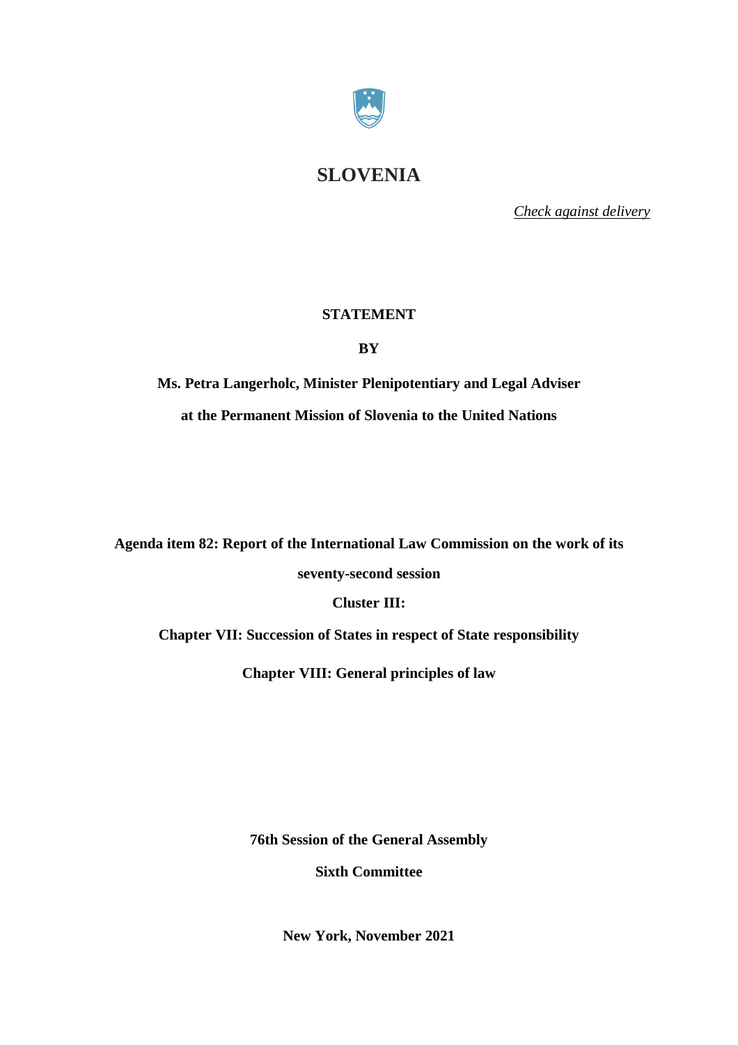# SLOVENIA

*Check against delivery*

**STATEMENT**

**BY**

**Ms. Petra Langerholc, Minister Plenipotentiary and Legal Adviser**

**at the Permanent Mission of Slovenia to the United Nations**

**Agenda item 82: Report of the International Law Commission on the work of its seventy-second session**

**Cluster III:**

**Chapter VII: Succession of States in respect of State responsibility**

**Chapter VIII: General principles of law**

**76th Session of the General Assembly**

**Sixth Committee**

**New York, November 2021**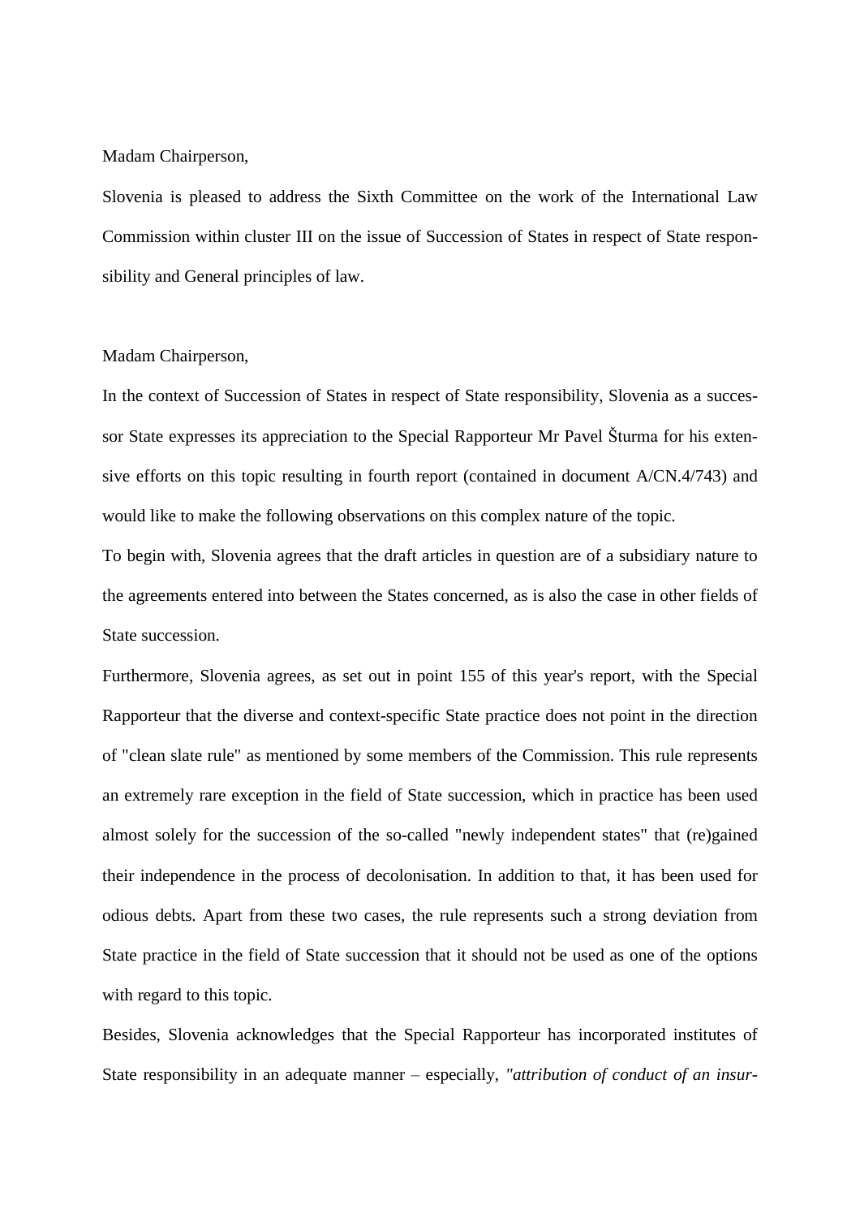Madam Chairperson,

Slovenia is pleased to address the Sixth Committee on the work of the International Law Commission within cluster III on the issue of Succession of States in respect of State responsibility and General principles of law.

Madam Chairperson,

In the context of Succession of States in respect of State responsibility, Slovenia as a successor State expresses its appreciation to the Special Rapporteur Mr Pavel Šturma for his extensive efforts on this topic resulting in fourth report (contained in document A/CN.4/743) and would like to make the following observations on this complex nature of the topic.

To begin with, Slovenia agrees that the draft articles in question are of a subsidiary nature to the agreements entered into between the States concerned, as is also the case in other fields of State succession.

Furthermore, Slovenia agrees, as set out in point 155 of this year's report, with the Special Rapporteur that the diverse and context-specific State practice does not point in the direction of "clean slate rule" as mentioned by some members of the Commission. This rule represents an extremely rare exception in the field of State succession, which in practice has been used almost solely for the succession of the so-called "newly independent states" that (re)gained their independence in the process of decolonisation. In addition to that, it has been used for odious debts. Apart from these two cases, the rule represents such a strong deviation from State practice in the field of State succession that it should not be used as one of the options with regard to this topic.

Besides, Slovenia acknowledges that the Special Rapporteur has incorporated institutes of State responsibility in an adequate manner – especially, *"attribution of conduct of an insur-*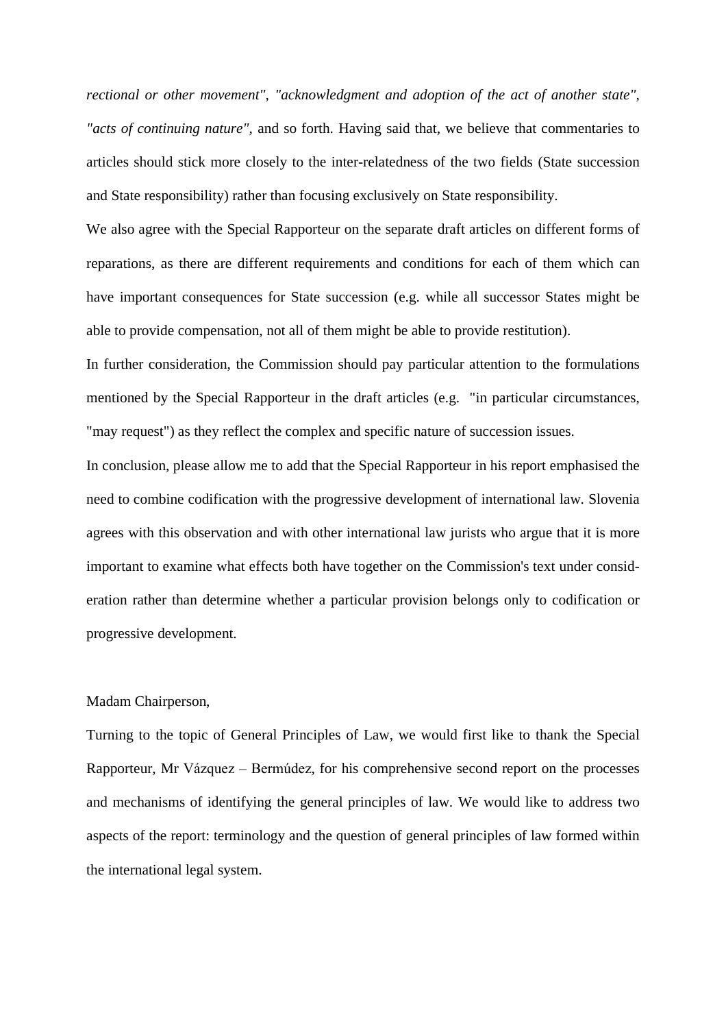*rectional or other movement"*, *"acknowledgment and adoption of the act of another state"*, *"acts of continuing nature"*, and so forth. Having said that, we believe that commentaries to articles should stick more closely to the inter-relatedness of the two fields (State succession and State responsibility) rather than focusing exclusively on State responsibility.

We also agree with the Special Rapporteur on the separate draft articles on different forms of reparations, as there are different requirements and conditions for each of them which can have important consequences for State succession (e.g. while all successor States might be able to provide compensation, not all of them might be able to provide restitution).

In further consideration, the Commission should pay particular attention to the formulations mentioned by the Special Rapporteur in the draft articles (e.g. "in particular circumstances, "may request") as they reflect the complex and specific nature of succession issues.

In conclusion, please allow me to add that the Special Rapporteur in his report emphasised the need to combine codification with the progressive development of international law. Slovenia agrees with this observation and with other international law jurists who argue that it is more important to examine what effects both have together on the Commission's text under consideration rather than determine whether a particular provision belongs only to codification or progressive development.

Madam Chairperson,

Turning to the topic of General Principles of Law, we would first like to thank the Special Rapporteur, Mr Vázquez – Bermúdez, for his comprehensive second report on the processes and mechanisms of identifying the general principles of law. We would like to address two aspects of the report: terminology and the question of general principles of law formed within the international legal system.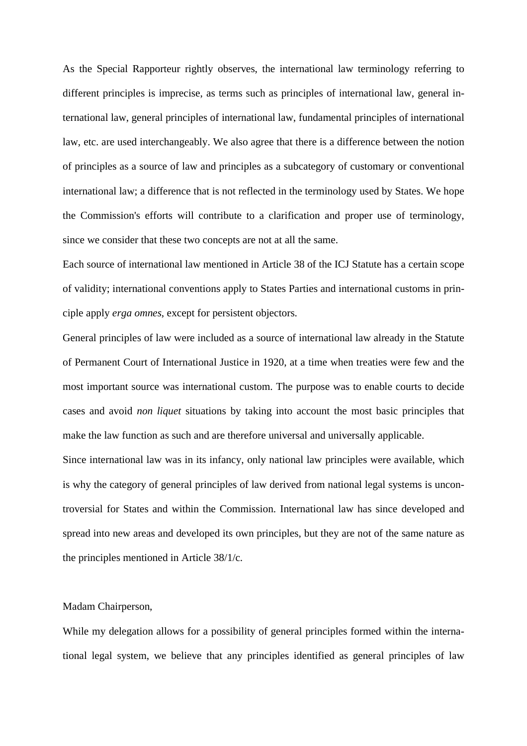As the Special Rapporteur rightly observes, the international law terminology referring to different principles is imprecise, as terms such as principles of international law, general international law, general principles of international law, fundamental principles of international law, etc. are used interchangeably. We also agree that there is a difference between the notion of principles as a source of law and principles as a subcategory of customary or conventional international law; a difference that is not reflected in the terminology used by States. We hope the Commission's efforts will contribute to a clarification and proper use of terminology, since we consider that these two concepts are not at all the same.

Each source of international law mentioned in Article 38 of the ICJ Statute has a certain scope of validity; international conventions apply to States Parties and international customs in principle apply *erga omnes*, except for persistent objectors.

General principles of law were included as a source of international law already in the Statute of Permanent Court of International Justice in 1920, at a time when treaties were few and the most important source was international custom. The purpose was to enable courts to decide cases and avoid *non liquet* situations by taking into account the most basic principles that make the law function as such and are therefore universal and universally applicable.

Since international law was in its infancy, only national law principles were available, which is why the category of general principles of law derived from national legal systems is uncontroversial for States and within the Commission. International law has since developed and spread into new areas and developed its own principles, but they are not of the same nature as the principles mentioned in Article 38/1/c.

Madam Chairperson,

While my delegation allows for a possibility of general principles formed within the international legal system, we believe that any principles identified as general principles of law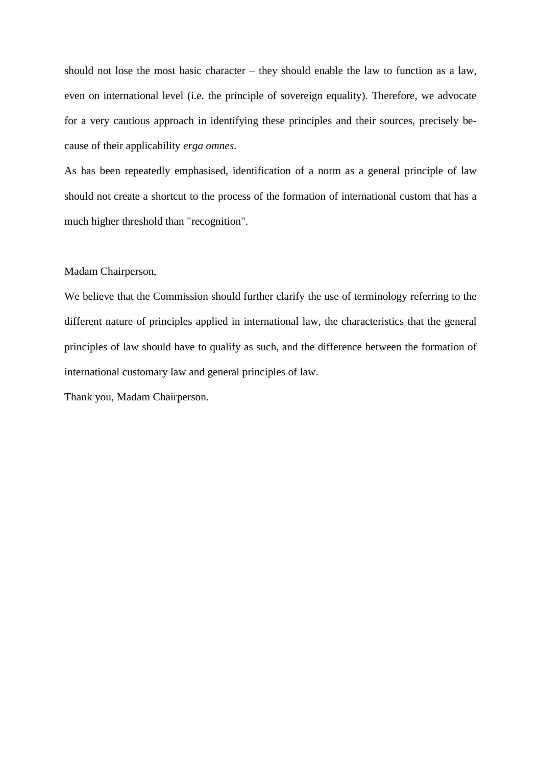should not lose the most basic character – they should enable the law to function as a law, even on international level (i.e. the principle of sovereign equality). Therefore, we advocate for a very cautious approach in identifying these principles and their sources, precisely because of their applicability *erga omnes*.

As has been repeatedly emphasised, identification of a norm as a general principle of law should not create a shortcut to the process of the formation of international custom that has a much higher threshold than "recognition".

Madam Chairperson,

We believe that the Commission should further clarify the use of terminology referring to the different nature of principles applied in international law, the characteristics that the general principles of law should have to qualify as such, and the difference between the formation of international customary law and general principles of law.

Thank you, Madam Chairperson.